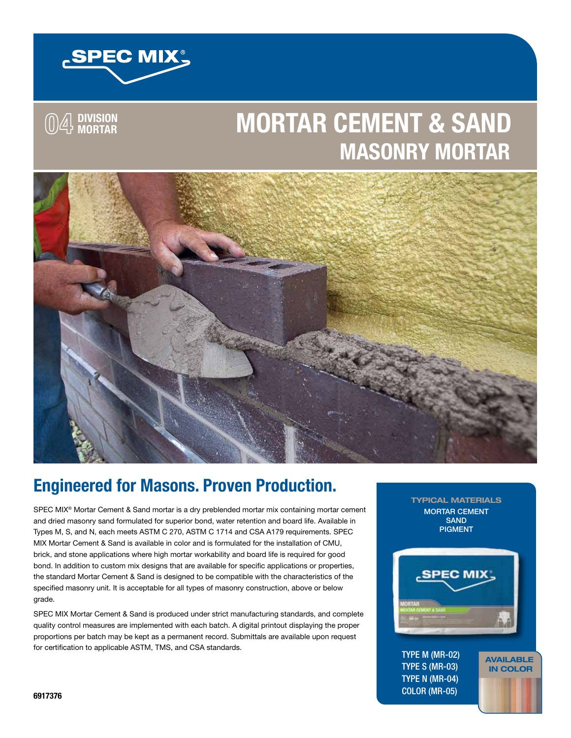SPEC MIX®

04 DIVISION MORTAR

# MORTAR CEMENT & SAND
## MASONRY MORTAR

## Engineered for Masons. Proven Production.

SPEC MIX® Mortar Cement & Sand mortar is a dry preblended mortar mix containing mortar cement and dried masonry sand formulated for superior bond, water retention and board life. Available in Types M, S, and N, each meets ASTM C 270, ASTM C 1714 and CSA A179 requirements. SPEC MIX Mortar Cement & Sand is available in color and is formulated for the installation of CMU, brick, and stone applications where high mortar workability and board life is required for good bond. In addition to custom mix designs that are available for specific applications or properties, the standard Mortar Cement & Sand is designed to be compatible with the characteristics of the specified masonry unit. It is acceptable for all types of masonry construction, above or below grade.

SPEC MIX Mortar Cement & Sand is produced under strict manufacturing standards, and complete quality control measures are implemented with each batch. A digital printout displaying the proper proportions per batch may be kept as a permanent record. Submittals are available upon request for certification to applicable ASTM, TMS, and CSA standards.

**TYPICAL MATERIALS**

MORTAR CEMENT
SAND
PIGMENT

TYPE M (MR-02)
TYPE S (MR-03)
TYPE N (MR-04)
COLOR (MR-05)

**AVAILABLE IN COLOR**

6917376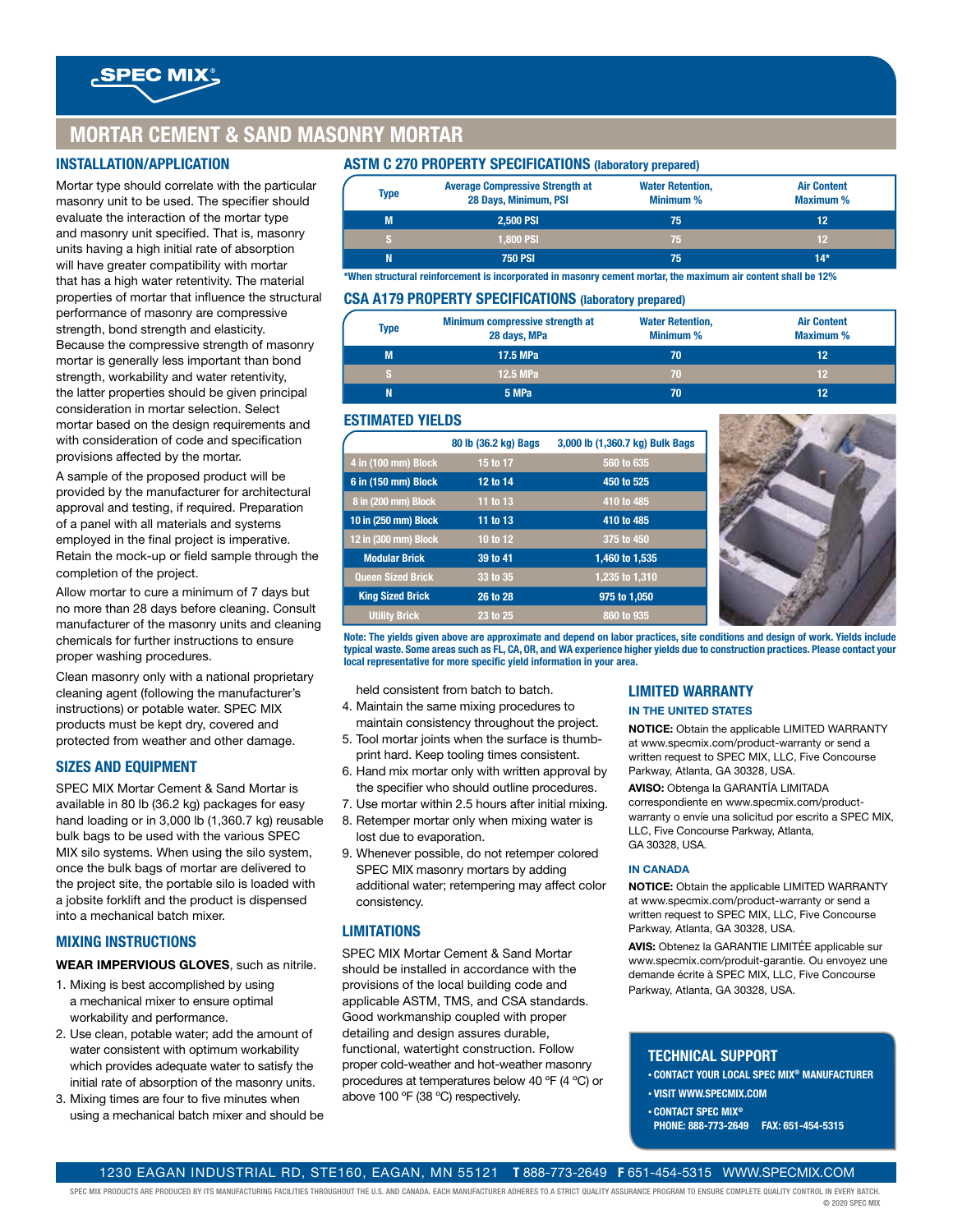# MORTAR CEMENT & SAND MASONRY MORTAR

## INSTALLATION/APPLICATION

Mortar type should correlate with the particular masonry unit to be used. The specifier should evaluate the interaction of the mortar type and masonry unit specified. That is, masonry units having a high initial rate of absorption will have greater compatibility with mortar that has a high water retentivity. The material properties of mortar that influence the structural performance of masonry are compressive strength, bond strength and elasticity. Because the compressive strength of masonry mortar is generally less important than bond strength, workability and water retentivity, the latter properties should be given principal consideration in mortar selection. Select mortar based on the design requirements and with consideration of code and specification provisions affected by the mortar.

A sample of the proposed product will be provided by the manufacturer for architectural approval and testing, if required. Preparation of a panel with all materials and systems employed in the final project is imperative. Retain the mock-up or field sample through the completion of the project.

Allow mortar to cure a minimum of 7 days but no more than 28 days before cleaning. Consult manufacturer of the masonry units and cleaning chemicals for further instructions to ensure proper washing procedures.

Clean masonry only with a national proprietary cleaning agent (following the manufacturer's instructions) or potable water. SPEC MIX products must be kept dry, covered and protected from weather and other damage.

## SIZES AND EQUIPMENT

SPEC MIX Mortar Cement & Sand Mortar is available in 80 lb (36.2 kg) packages for easy hand loading or in 3,000 lb (1,360.7 kg) reusable bulk bags to be used with the various SPEC MIX silo systems. When using the silo system, once the bulk bags of mortar are delivered to the project site, the portable silo is loaded with a jobsite forklift and the product is dispensed into a mechanical batch mixer.

## MIXING INSTRUCTIONS

**WEAR IMPERVIOUS GLOVES**, such as nitrile.

1. Mixing is best accomplished by using a mechanical mixer to ensure optimal workability and performance.
2. Use clean, potable water; add the amount of water consistent with optimum workability which provides adequate water to satisfy the initial rate of absorption of the masonry units.
3. Mixing times are four to five minutes when using a mechanical batch mixer and should be held consistent from batch to batch.
4. Maintain the same mixing procedures to maintain consistency throughout the project.
5. Tool mortar joints when the surface is thumb-print hard. Keep tooling times consistent.
6. Hand mix mortar only with written approval by the specifier who should outline procedures.
7. Use mortar within 2.5 hours after initial mixing.
8. Retemper mortar only when mixing water is lost due to evaporation.
9. Whenever possible, do not retemper colored SPEC MIX masonry mortars by adding additional water; retempering may affect color consistency.

## ASTM C 270 PROPERTY SPECIFICATIONS (laboratory prepared)

| Type | Average Compressive Strength at 28 Days, Minimum, PSI | Water Retention, Minimum % | Air Content Maximum % |
|---|---|---|---|
| M | 2,500 PSI | 75 | 12 |
| S | 1,800 PSI | 75 | 12 |
| N | 750 PSI | 75 | 14* |

*When structural reinforcement is incorporated in masonry cement mortar, the maximum air content shall be 12%

## CSA A179 PROPERTY SPECIFICATIONS (laboratory prepared)

| Type | Minimum compressive strength at 28 days, MPa | Water Retention, Minimum % | Air Content Maximum % |
|---|---|---|---|
| M | 17.5 MPa | 70 | 12 |
| S | 12.5 MPa | 70 | 12 |
| N | 5 MPa | 70 | 12 |

## ESTIMATED YIELDS

| | 80 lb (36.2 kg) Bags | 3,000 lb (1,360.7 kg) Bulk Bags |
|---|---|---|
| 4 in (100 mm) Block | 15 to 17 | 560 to 635 |
| 6 in (150 mm) Block | 12 to 14 | 450 to 525 |
| 8 in (200 mm) Block | 11 to 13 | 410 to 485 |
| 10 in (250 mm) Block | 11 to 13 | 410 to 485 |
| 12 in (300 mm) Block | 10 to 12 | 375 to 450 |
| Modular Brick | 39 to 41 | 1,460 to 1,535 |
| Queen Sized Brick | 33 to 35 | 1,235 to 1,310 |
| King Sized Brick | 26 to 28 | 975 to 1,050 |
| Utility Brick | 23 to 25 | 860 to 935 |

Note: The yields given above are approximate and depend on labor practices, site conditions and design of work. Yields include typical waste. Some areas such as FL, CA, OR, and WA experience higher yields due to construction practices. Please contact your local representative for more specific yield information in your area.

## LIMITATIONS

SPEC MIX Mortar Cement & Sand Mortar should be installed in accordance with the provisions of the local building code and applicable ASTM, TMS, and CSA standards. Good workmanship coupled with proper detailing and design assures durable, functional, watertight construction. Follow proper cold-weather and hot-weather masonry procedures at temperatures below 40 ºF (4 ºC) or above 100 ºF (38 ºC) respectively.

## LIMITED WARRANTY

### IN THE UNITED STATES

**NOTICE:** Obtain the applicable LIMITED WARRANTY at www.specmix.com/product-warranty or send a written request to SPEC MIX, LLC, Five Concourse Parkway, Atlanta, GA 30328, USA.

**AVISO:** Obtenga la GARANTÍA LIMITADA correspondiente en www.specmix.com/product-warranty o envíe una solicitud por escrito a SPEC MIX, LLC, Five Concourse Parkway, Atlanta, GA 30328, USA.

### IN CANADA

**NOTICE:** Obtain the applicable LIMITED WARRANTY at www.specmix.com/product-warranty or send a written request to SPEC MIX, LLC, Five Concourse Parkway, Atlanta, GA 30328, USA.

**AVIS:** Obtenez la GARANTIE LIMITÉE applicable sur www.specmix.com/produit-garantie. Ou envoyez une demande écrite à SPEC MIX, LLC, Five Concourse Parkway, Atlanta, GA 30328, USA.

## TECHNICAL SUPPORT

- CONTACT YOUR LOCAL SPEC MIX® MANUFACTURER
- VISIT WWW.SPECMIX.COM
- CONTACT SPEC MIX®
  PHONE: 888-773-2649 FAX: 651-454-5315

1230 EAGAN INDUSTRIAL RD, STE160, EAGAN, MN 55121 **T** 888-773-2649 **F** 651-454-5315 WWW.SPECMIX.COM

SPEC MIX PRODUCTS ARE PRODUCED BY ITS MANUFACTURING FACILITIES THROUGHOUT THE U.S. AND CANADA. EACH MANUFACTURER ADHERES TO A STRICT QUALITY ASSURANCE PROGRAM TO ENSURE COMPLETE QUALITY CONTROL IN EVERY BATCH.

© 2020 SPEC MIX